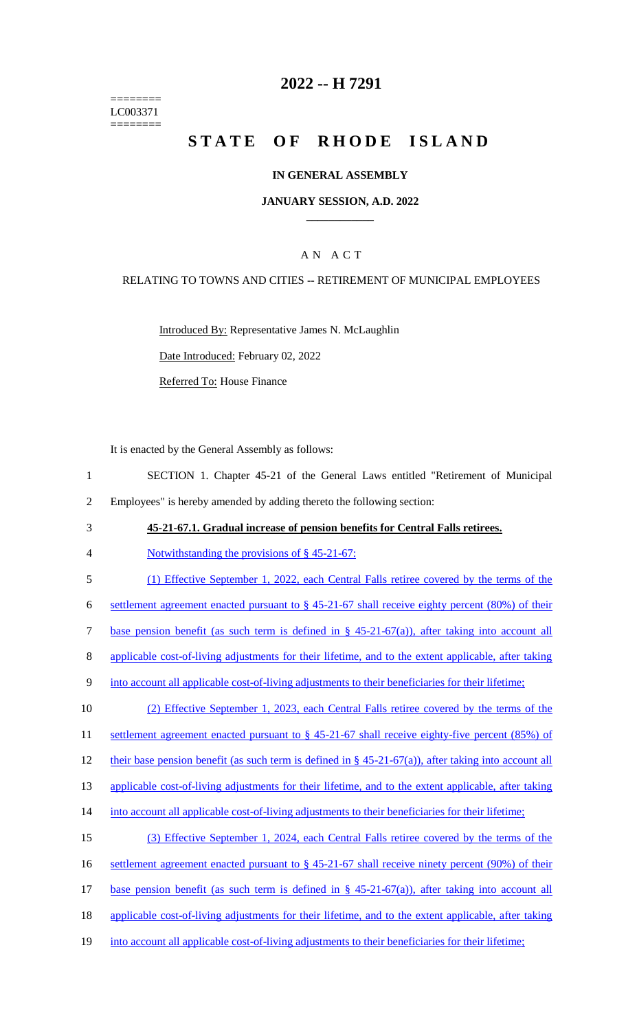========
LC003371
========

# 2022 -- H 7291

# STATE OF RHODE ISLAND

## IN GENERAL ASSEMBLY

### JANUARY SESSION, A.D. 2022

### AN ACT

RELATING TO TOWNS AND CITIES -- RETIREMENT OF MUNICIPAL EMPLOYEES

Introduced By: Representative James N. McLaughlin

Date Introduced: February 02, 2022

Referred To: House Finance

It is enacted by the General Assembly as follows:

SECTION 1. Chapter 45-21 of the General Laws entitled "Retirement of Municipal Employees" is hereby amended by adding thereto the following section:

**45-21-67.1. Gradual increase of pension benefits for Central Falls retirees.**

Notwithstanding the provisions of § 45-21-67:

(1) Effective September 1, 2022, each Central Falls retiree covered by the terms of the settlement agreement enacted pursuant to § 45-21-67 shall receive eighty percent (80%) of their base pension benefit (as such term is defined in § 45-21-67(a)), after taking into account all applicable cost-of-living adjustments for their lifetime, and to the extent applicable, after taking into account all applicable cost-of-living adjustments to their beneficiaries for their lifetime;

(2) Effective September 1, 2023, each Central Falls retiree covered by the terms of the settlement agreement enacted pursuant to § 45-21-67 shall receive eighty-five percent (85%) of their base pension benefit (as such term is defined in § 45-21-67(a)), after taking into account all applicable cost-of-living adjustments for their lifetime, and to the extent applicable, after taking into account all applicable cost-of-living adjustments to their beneficiaries for their lifetime;

(3) Effective September 1, 2024, each Central Falls retiree covered by the terms of the settlement agreement enacted pursuant to § 45-21-67 shall receive ninety percent (90%) of their base pension benefit (as such term is defined in § 45-21-67(a)), after taking into account all applicable cost-of-living adjustments for their lifetime, and to the extent applicable, after taking into account all applicable cost-of-living adjustments to their beneficiaries for their lifetime;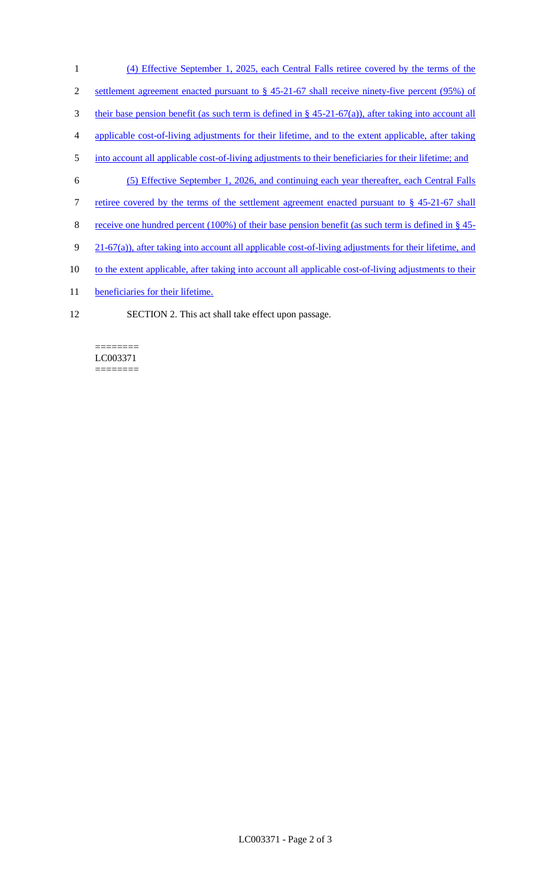(4) Effective September 1, 2025, each Central Falls retiree covered by the terms of the settlement agreement enacted pursuant to § 45-21-67 shall receive ninety-five percent (95%) of their base pension benefit (as such term is defined in § 45-21-67(a)), after taking into account all applicable cost-of-living adjustments for their lifetime, and to the extent applicable, after taking into account all applicable cost-of-living adjustments to their beneficiaries for their lifetime; and

(5) Effective September 1, 2026, and continuing each year thereafter, each Central Falls retiree covered by the terms of the settlement agreement enacted pursuant to § 45-21-67 shall receive one hundred percent (100%) of their base pension benefit (as such term is defined in § 45-21-67(a)), after taking into account all applicable cost-of-living adjustments for their lifetime, and to the extent applicable, after taking into account all applicable cost-of-living adjustments to their beneficiaries for their lifetime.

SECTION 2. This act shall take effect upon passage.

========
LC003371
========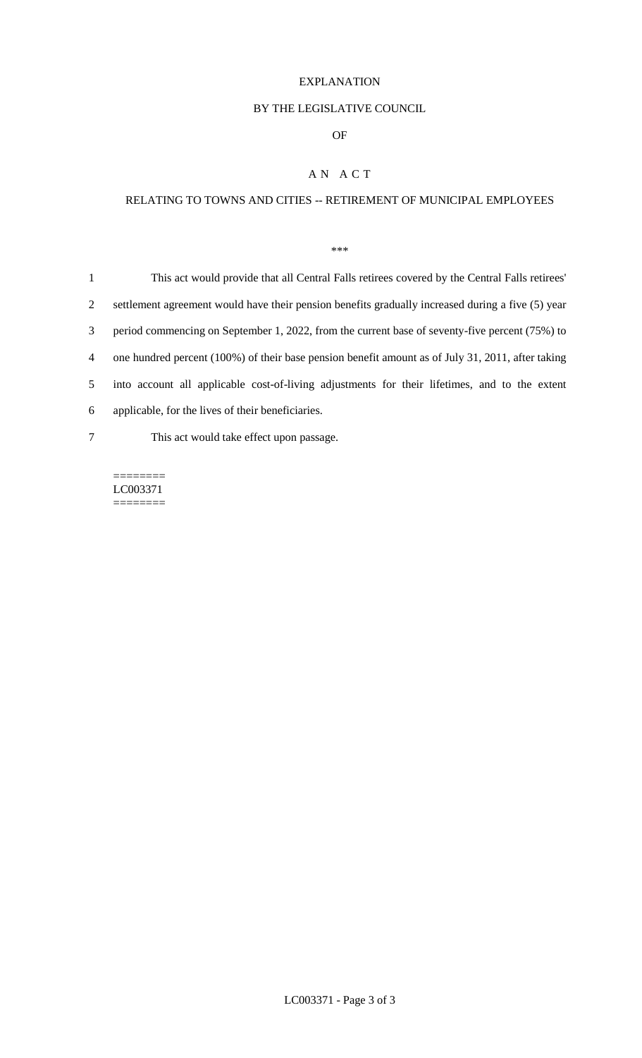EXPLANATION

BY THE LEGISLATIVE COUNCIL

OF

A N A C T

RELATING TO TOWNS AND CITIES -- RETIREMENT OF MUNICIPAL EMPLOYEES

\*\*\*

This act would provide that all Central Falls retirees covered by the Central Falls retirees' settlement agreement would have their pension benefits gradually increased during a five (5) year period commencing on September 1, 2022, from the current base of seventy-five percent (75%) to one hundred percent (100%) of their base pension benefit amount as of July 31, 2011, after taking into account all applicable cost-of-living adjustments for their lifetimes, and to the extent applicable, for the lives of their beneficiaries.

This act would take effect upon passage.

========
LC003371
========